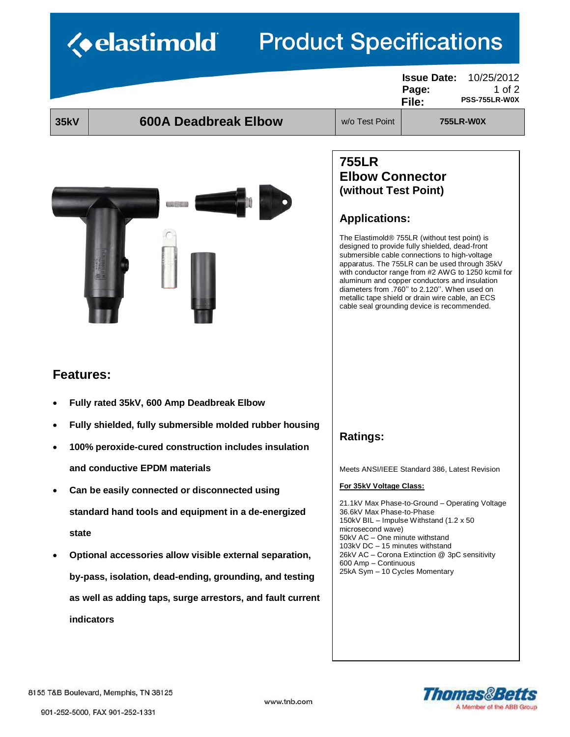# elastimold Product Specifications

**Issue Date:** 10/25/2012
**File:** PSS-755LR-W0X

| 35kV | 600A Deadbreak Elbow | w/o Test Point | 755LR-W0X |
|---|---|---|---|

## 755LR Elbow Connector (without Test Point)

## Applications:

The Elastimold® 755LR (without test point) is designed to provide fully shielded, dead-front submersible cable connections to high-voltage apparatus. The 755LR can be used through 35kV with conductor range from #2 AWG to 1250 kcmil for aluminum and copper conductors and insulation diameters from .760" to 2.120". When used on metallic tape shield or drain wire cable, an ECS cable seal grounding device is recommended.

## Features:

- **Fully rated 35kV, 600 Amp Deadbreak Elbow**
- **Fully shielded, fully submersible molded rubber housing**
- **100% peroxide-cured construction includes insulation and conductive EPDM materials**
- **Can be easily connected or disconnected using standard hand tools and equipment in a de-energized state**
- **Optional accessories allow visible external separation, by-pass, isolation, dead-ending, grounding, and testing as well as adding taps, surge arrestors, and fault current indicators**

## Ratings:

Meets ANSI/IEEE Standard 386, Latest Revision

**For 35kV Voltage Class:**

21.1kV Max Phase-to-Ground – Operating Voltage
36.6kV Max Phase-to-Phase
150kV BIL – Impulse Withstand (1.2 x 50 microsecond wave)
50kV AC – One minute withstand
103kV DC – 15 minutes withstand
26kV AC – Corona Extinction @ 3pC sensitivity
600 Amp – Continuous
25kA Sym – 10 Cycles Momentary

8155 T&B Boulevard, Memphis, TN 38125
901-252-5000, FAX 901-252-1331
www.tnb.com

Thomas&Betts — A Member of the ABB Group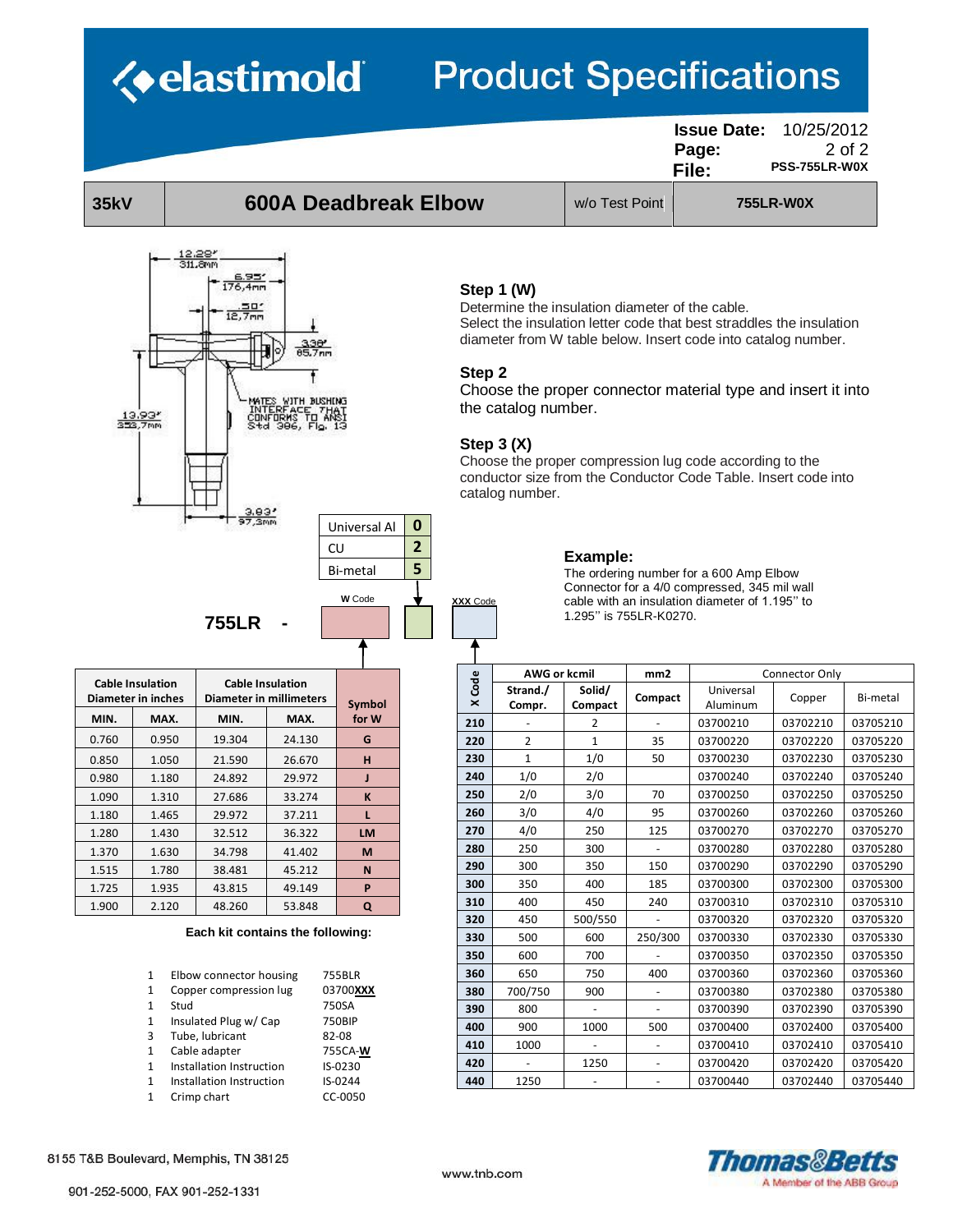# elastimold Product Specifications

**Issue Date:** 10/25/2012
**File:** PSS-755LR-W0X

| 35kV | 600A Deadbreak Elbow | w/o Test Point | 755LR-W0X |
|---|---|---|---|

12.28" 311.8mm
6.95" 176.4mm
.50" 12.7mm
3.38" 85.7mm
13.93" 353.7mm
3.83" 97.3mm
MATES WITH BUSHING INTERFACE THAT CONFORMS TO ANSI Std 386, Fig. 13

### Step 1 (W)

Determine the insulation diameter of the cable.
Select the insulation letter code that best straddles the insulation diameter from W table below. Insert code into catalog number.

### Step 2

Choose the proper connector material type and insert it into the catalog number.

### Step 3 (X)

Choose the proper compression lug code according to the conductor size from the Conductor Code Table. Insert code into catalog number.

| | |
|---|---|
| Universal Al | 0 |
| CU | 2 |
| Bi-metal | 5 |

**755LR -** [W Code] [ ] [XXX Code]

### Example:

The ordering number for a 600 Amp Elbow Connector for a 4/0 compressed, 345 mil wall cable with an insulation diameter of 1.195'' to 1.295'' is 755LR-K0270.

| Cable Insulation Diameter in inches | | Cable Insulation Diameter in millimeters | | Symbol for W |
|---|---|---|---|---|
| MIN. | MAX. | MIN. | MAX. | |
| 0.760 | 0.950 | 19.304 | 24.130 | G |
| 0.850 | 1.050 | 21.590 | 26.670 | H |
| 0.980 | 1.180 | 24.892 | 29.972 | J |
| 1.090 | 1.310 | 27.686 | 33.274 | K |
| 1.180 | 1.465 | 29.972 | 37.211 | L |
| 1.280 | 1.430 | 32.512 | 36.322 | LM |
| 1.370 | 1.630 | 34.798 | 41.402 | M |
| 1.515 | 1.780 | 38.481 | 45.212 | N |
| 1.725 | 1.935 | 43.815 | 49.149 | P |
| 1.900 | 2.120 | 48.260 | 53.848 | Q |

| X Code | AWG or kcmil | | mm2 | Connector Only | | |
|---|---|---|---|---|---|---|
| | Strand./ Compr. | Solid/ Compact | Compact | Universal Aluminum | Copper | Bi-metal |
| 210 | - | 2 | - | 03700210 | 03702210 | 03705210 |
| 220 | 2 | 1 | 35 | 03700220 | 03702220 | 03705220 |
| 230 | 1 | 1/0 | 50 | 03700230 | 03702230 | 03705230 |
| 240 | 1/0 | 2/0 | | 03700240 | 03702240 | 03705240 |
| 250 | 2/0 | 3/0 | 70 | 03700250 | 03702250 | 03705250 |
| 260 | 3/0 | 4/0 | 95 | 03700260 | 03702260 | 03705260 |
| 270 | 4/0 | 250 | 125 | 03700270 | 03702270 | 03705270 |
| 280 | 250 | 300 | - | 03700280 | 03702280 | 03705280 |
| 290 | 300 | 350 | 150 | 03700290 | 03702290 | 03705290 |
| 300 | 350 | 400 | 185 | 03700300 | 03702300 | 03705300 |
| 310 | 400 | 450 | 240 | 03700310 | 03702310 | 03705310 |
| 320 | 450 | 500/550 | - | 03700320 | 03702320 | 03705320 |
| 330 | 500 | 600 | 250/300 | 03700330 | 03702330 | 03705330 |
| 350 | 600 | 700 | - | 03700350 | 03702350 | 03705350 |
| 360 | 650 | 750 | 400 | 03700360 | 03702360 | 03705360 |
| 380 | 700/750 | 900 | - | 03700380 | 03702380 | 03705380 |
| 390 | 800 | - | - | 03700390 | 03702390 | 03705390 |
| 400 | 900 | 1000 | 500 | 03700400 | 03702400 | 03705400 |
| 410 | 1000 | - | - | 03700410 | 03702410 | 03705410 |
| 420 | - | 1250 | - | 03700420 | 03702420 | 03705420 |
| 440 | 1250 | - | - | 03700440 | 03702440 | 03705440 |

**Each kit contains the following:**

| | | |
|---|---|---|
| 1 | Elbow connector housing | 755BLR |
| 1 | Copper compression lug | 03700**XXX** |
| 1 | Stud | 750SA |
| 1 | Insulated Plug w/ Cap | 750BIP |
| 3 | Tube, lubricant | 82-08 |
| 1 | Cable adapter | 755CA-**W** |
| 1 | Installation Instruction | IS-0230 |
| 1 | Installation Instruction | IS-0244 |
| 1 | Crimp chart | CC-0050 |

8155 T&B Boulevard, Memphis, TN 38125
901-252-5000, FAX 901-252-1331
www.tnb.com
Thomas&Betts — A Member of the ABB Group